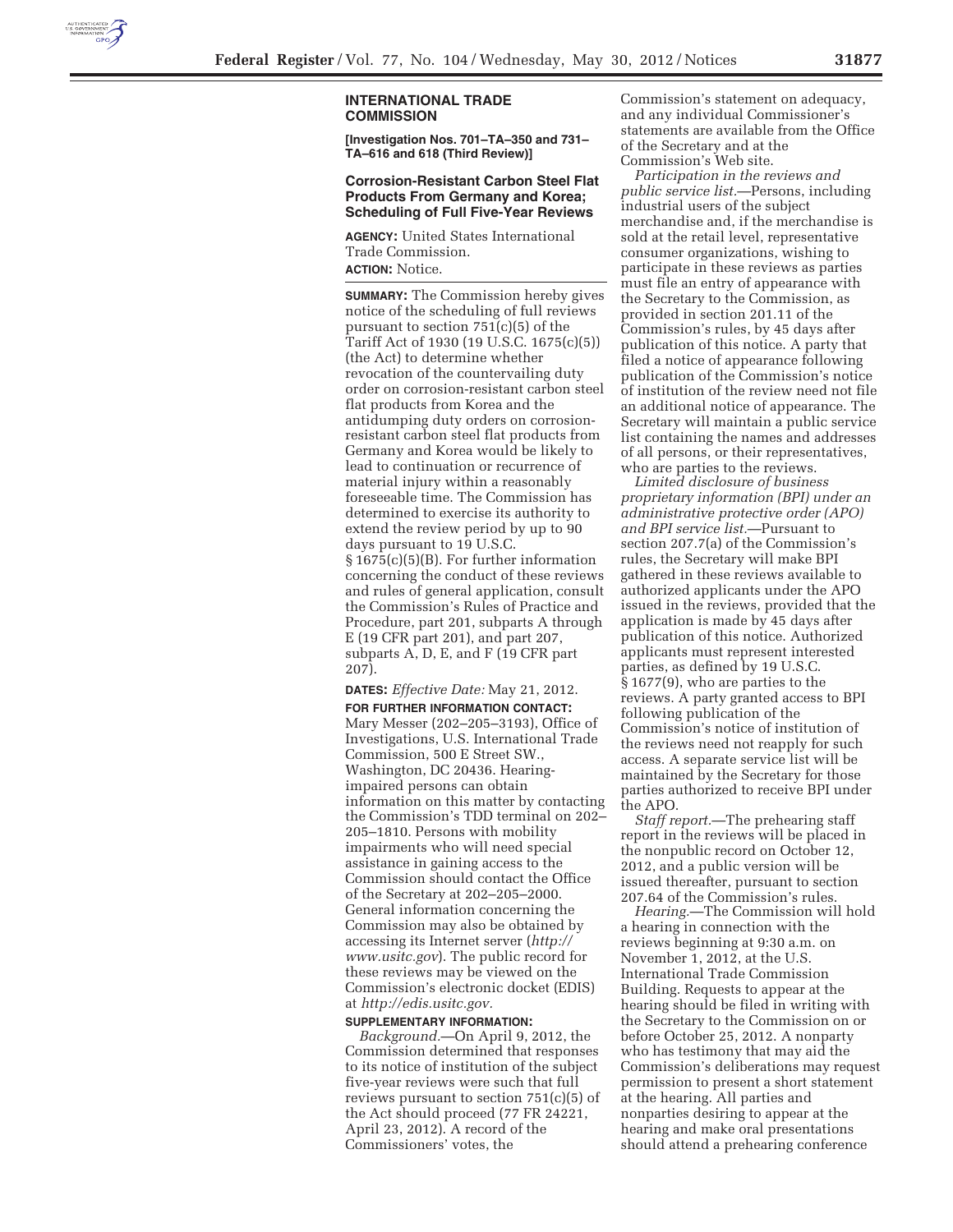## INTERNATIONAL TRADE COMMISSION

**[Investigation Nos. 701–TA–350 and 731–TA–616 and 618 (Third Review)]**

### Corrosion-Resistant Carbon Steel Flat Products From Germany and Korea; Scheduling of Full Five-Year Reviews

**AGENCY:** United States International Trade Commission.

**ACTION:** Notice.

**SUMMARY:** The Commission hereby gives notice of the scheduling of full reviews pursuant to section 751(c)(5) of the Tariff Act of 1930 (19 U.S.C. 1675(c)(5)) (the Act) to determine whether revocation of the countervailing duty order on corrosion-resistant carbon steel flat products from Korea and the antidumping duty orders on corrosion-resistant carbon steel flat products from Germany and Korea would be likely to lead to continuation or recurrence of material injury within a reasonably foreseeable time. The Commission has determined to exercise its authority to extend the review period by up to 90 days pursuant to 19 U.S.C. § 1675(c)(5)(B). For further information concerning the conduct of these reviews and rules of general application, consult the Commission's Rules of Practice and Procedure, part 201, subparts A through E (19 CFR part 201), and part 207, subparts A, D, E, and F (19 CFR part 207).

**DATES:** *Effective Date:* May 21, 2012.

**FOR FURTHER INFORMATION CONTACT:** Mary Messer (202–205–3193), Office of Investigations, U.S. International Trade Commission, 500 E Street SW., Washington, DC 20436. Hearing-impaired persons can obtain information on this matter by contacting the Commission's TDD terminal on 202–205–1810. Persons with mobility impairments who will need special assistance in gaining access to the Commission should contact the Office of the Secretary at 202–205–2000. General information concerning the Commission may also be obtained by accessing its Internet server (*http://www.usitc.gov*). The public record for these reviews may be viewed on the Commission's electronic docket (EDIS) at *http://edis.usitc.gov.*

**SUPPLEMENTARY INFORMATION:**

*Background.*—On April 9, 2012, the Commission determined that responses to its notice of institution of the subject five-year reviews were such that full reviews pursuant to section 751(c)(5) of the Act should proceed (77 FR 24221, April 23, 2012). A record of the Commissioners' votes, the Commission's statement on adequacy, and any individual Commissioner's statements are available from the Office of the Secretary and at the Commission's Web site.

*Participation in the reviews and public service list.*—Persons, including industrial users of the subject merchandise and, if the merchandise is sold at the retail level, representative consumer organizations, wishing to participate in these reviews as parties must file an entry of appearance with the Secretary to the Commission, as provided in section 201.11 of the Commission's rules, by 45 days after publication of this notice. A party that filed a notice of appearance following publication of the Commission's notice of institution of the review need not file an additional notice of appearance. The Secretary will maintain a public service list containing the names and addresses of all persons, or their representatives, who are parties to the reviews.

*Limited disclosure of business proprietary information (BPI) under an administrative protective order (APO) and BPI service list.*—Pursuant to section 207.7(a) of the Commission's rules, the Secretary will make BPI gathered in these reviews available to authorized applicants under the APO issued in the reviews, provided that the application is made by 45 days after publication of this notice. Authorized applicants must represent interested parties, as defined by 19 U.S.C. § 1677(9), who are parties to the reviews. A party granted access to BPI following publication of the Commission's notice of institution of the reviews need not reapply for such access. A separate service list will be maintained by the Secretary for those parties authorized to receive BPI under the APO.

*Staff report.*—The prehearing staff report in the reviews will be placed in the nonpublic record on October 12, 2012, and a public version will be issued thereafter, pursuant to section 207.64 of the Commission's rules.

*Hearing.*—The Commission will hold a hearing in connection with the reviews beginning at 9:30 a.m. on November 1, 2012, at the U.S. International Trade Commission Building. Requests to appear at the hearing should be filed in writing with the Secretary to the Commission on or before October 25, 2012. A nonparty who has testimony that may aid the Commission's deliberations may request permission to present a short statement at the hearing. All parties and nonparties desiring to appear at the hearing and make oral presentations should attend a prehearing conference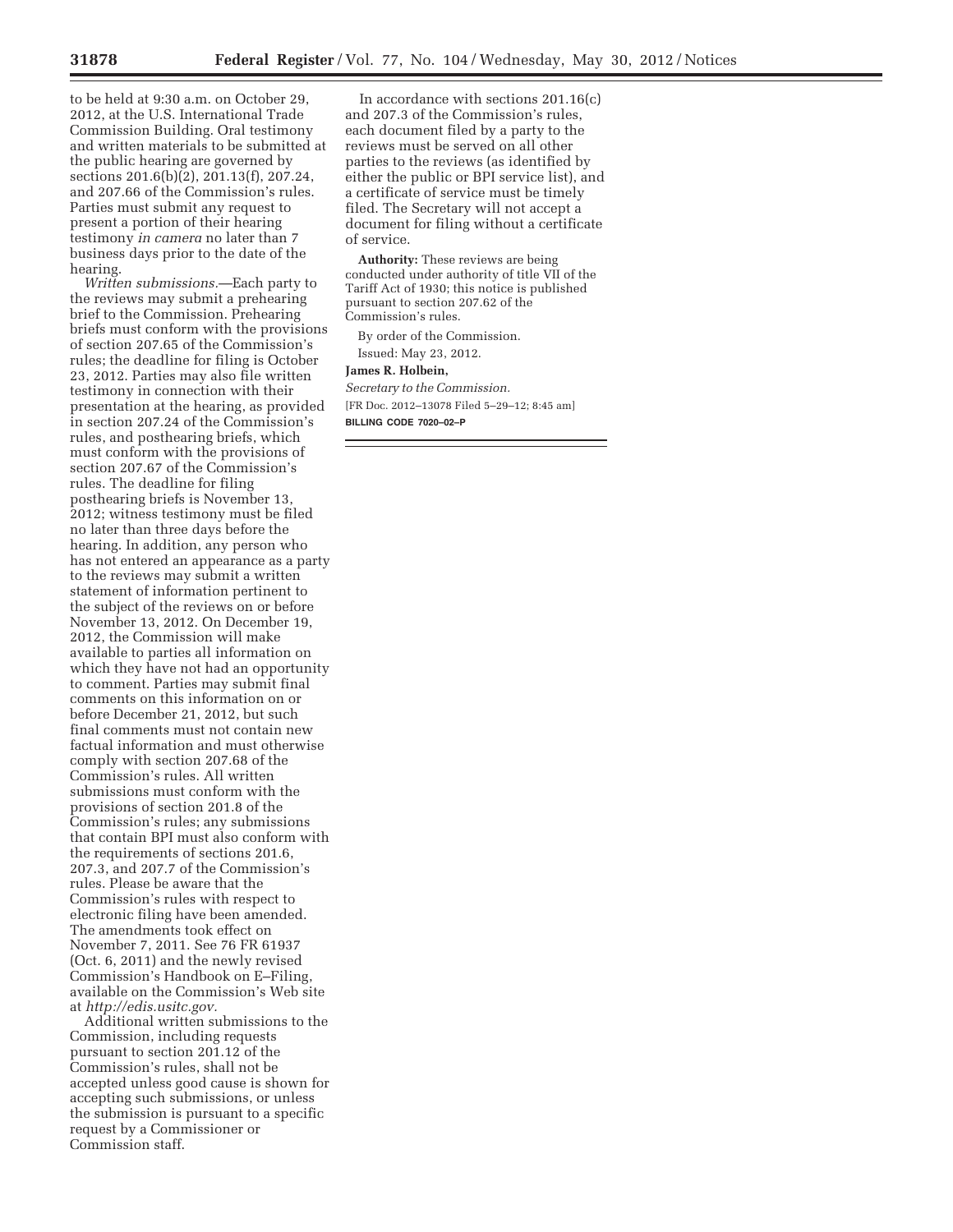to be held at 9:30 a.m. on October 29, 2012, at the U.S. International Trade Commission Building. Oral testimony and written materials to be submitted at the public hearing are governed by sections 201.6(b)(2), 201.13(f), 207.24, and 207.66 of the Commission's rules. Parties must submit any request to present a portion of their hearing testimony *in camera* no later than 7 business days prior to the date of the hearing.

*Written submissions.*—Each party to the reviews may submit a prehearing brief to the Commission. Prehearing briefs must conform with the provisions of section 207.65 of the Commission's rules; the deadline for filing is October 23, 2012. Parties may also file written testimony in connection with their presentation at the hearing, as provided in section 207.24 of the Commission's rules, and posthearing briefs, which must conform with the provisions of section 207.67 of the Commission's rules. The deadline for filing posthearing briefs is November 13, 2012; witness testimony must be filed no later than three days before the hearing. In addition, any person who has not entered an appearance as a party to the reviews may submit a written statement of information pertinent to the subject of the reviews on or before November 13, 2012. On December 19, 2012, the Commission will make available to parties all information on which they have not had an opportunity to comment. Parties may submit final comments on this information on or before December 21, 2012, but such final comments must not contain new factual information and must otherwise comply with section 207.68 of the Commission's rules. All written submissions must conform with the provisions of section 201.8 of the Commission's rules; any submissions that contain BPI must also conform with the requirements of sections 201.6, 207.3, and 207.7 of the Commission's rules. Please be aware that the Commission's rules with respect to electronic filing have been amended. The amendments took effect on November 7, 2011. See 76 FR 61937 (Oct. 6, 2011) and the newly revised Commission's Handbook on E–Filing, available on the Commission's Web site at *http://edis.usitc.gov.*

Additional written submissions to the Commission, including requests pursuant to section 201.12 of the Commission's rules, shall not be accepted unless good cause is shown for accepting such submissions, or unless the submission is pursuant to a specific request by a Commissioner or Commission staff.

In accordance with sections 201.16(c) and 207.3 of the Commission's rules, each document filed by a party to the reviews must be served on all other parties to the reviews (as identified by either the public or BPI service list), and a certificate of service must be timely filed. The Secretary will not accept a document for filing without a certificate of service.

**Authority:** These reviews are being conducted under authority of title VII of the Tariff Act of 1930; this notice is published pursuant to section 207.62 of the Commission's rules.

By order of the Commission.

Issued: May 23, 2012.

**James R. Holbein,**

*Secretary to the Commission.*

[FR Doc. 2012–13078 Filed 5–29–12; 8:45 am]

**BILLING CODE 7020–02–P**